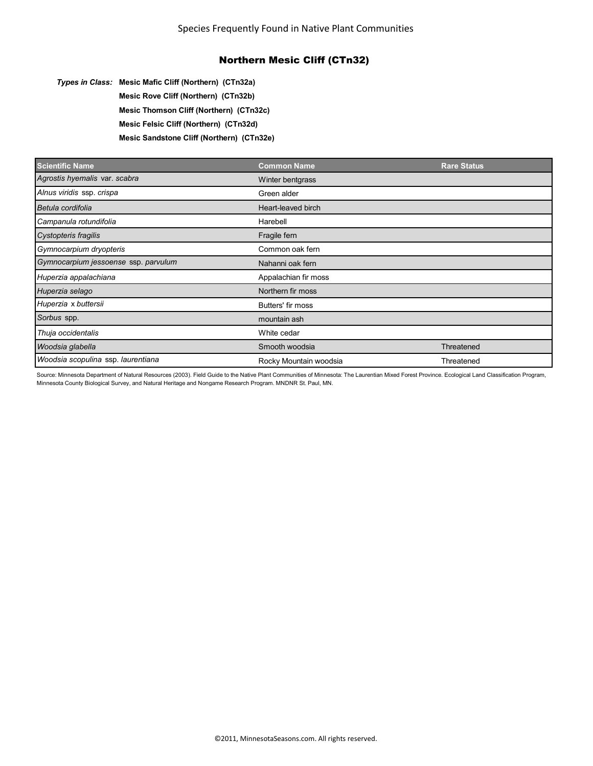Species Frequently Found in Native Plant Communities

## Northern Mesic Cliff (CTn32)

***Types in Class:*** **Mesic Mafic Cliff (Northern) (CTn32a)**
**Mesic Rove Cliff (Northern) (CTn32b)**
**Mesic Thomson Cliff (Northern) (CTn32c)**
**Mesic Felsic Cliff (Northern) (CTn32d)**
**Mesic Sandstone Cliff (Northern) (CTn32e)**

| Scientific Name | Common Name | Rare Status |
|---|---|---|
| *Agrostis hyemalis* var. *scabra* | Winter bentgrass | |
| *Alnus viridis* ssp. *crispa* | Green alder | |
| *Betula cordifolia* | Heart-leaved birch | |
| *Campanula rotundifolia* | Harebell | |
| *Cystopteris fragilis* | Fragile fern | |
| *Gymnocarpium dryopteris* | Common oak fern | |
| *Gymnocarpium jessoense* ssp. *parvulum* | Nahanni oak fern | |
| *Huperzia appalachiana* | Appalachian fir moss | |
| *Huperzia selago* | Northern fir moss | |
| *Huperzia* x *buttersii* | Butters' fir moss | |
| *Sorbus* spp. | mountain ash | |
| *Thuja occidentalis* | White cedar | |
| *Woodsia glabella* | Smooth woodsia | Threatened |
| *Woodsia scopulina* ssp. *laurentiana* | Rocky Mountain woodsia | Threatened |

Source: Minnesota Department of Natural Resources (2003). Field Guide to the Native Plant Communities of Minnesota: The Laurentian Mixed Forest Province. Ecological Land Classification Program, Minnesota County Biological Survey, and Natural Heritage and Nongame Research Program. MNDNR St. Paul, MN.

©2011, MinnesotaSeasons.com. All rights reserved.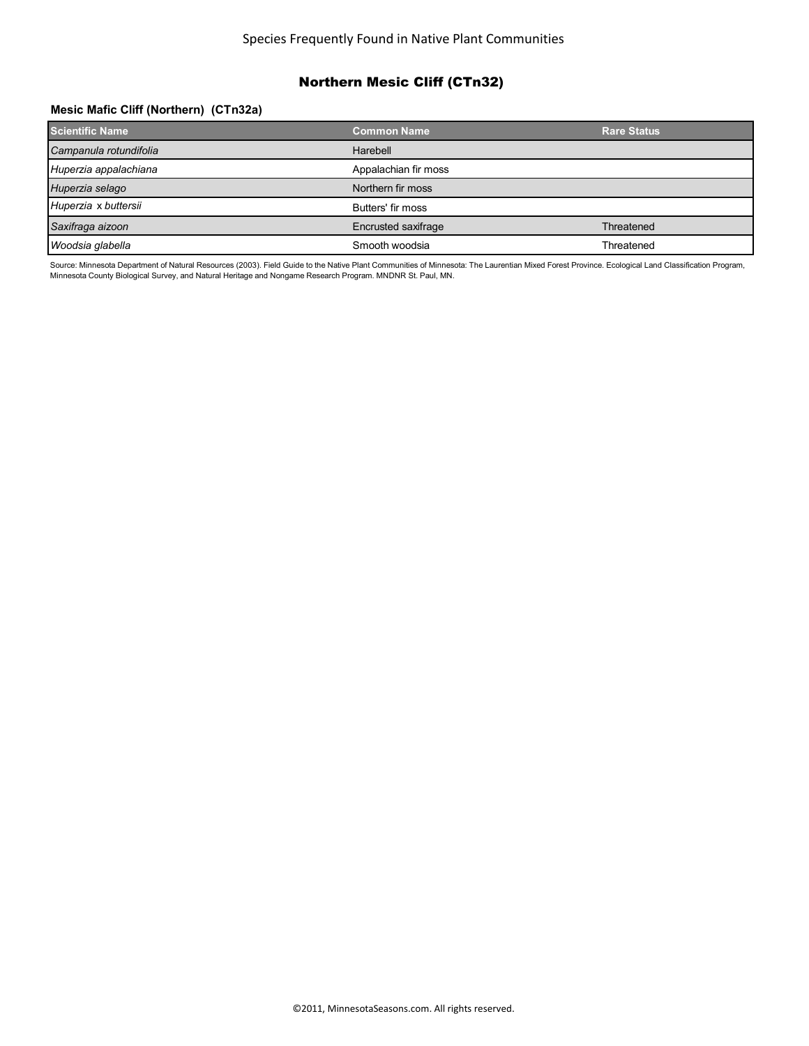## Northern Mesic Cliff (CTn32)

### Mesic Mafic Cliff (Northern) (CTn32a)

| Scientific Name | Common Name | Rare Status |
|---|---|---|
| *Campanula rotundifolia* | Harebell | |
| *Huperzia appalachiana* | Appalachian fir moss | |
| *Huperzia selago* | Northern fir moss | |
| *Huperzia x buttersii* | Butters' fir moss | |
| *Saxifraga aizoon* | Encrusted saxifrage | Threatened |
| *Woodsia glabella* | Smooth woodsia | Threatened |

Source: Minnesota Department of Natural Resources (2003). Field Guide to the Native Plant Communities of Minnesota: The Laurentian Mixed Forest Province. Ecological Land Classification Program, Minnesota County Biological Survey, and Natural Heritage and Nongame Research Program. MNDNR St. Paul, MN.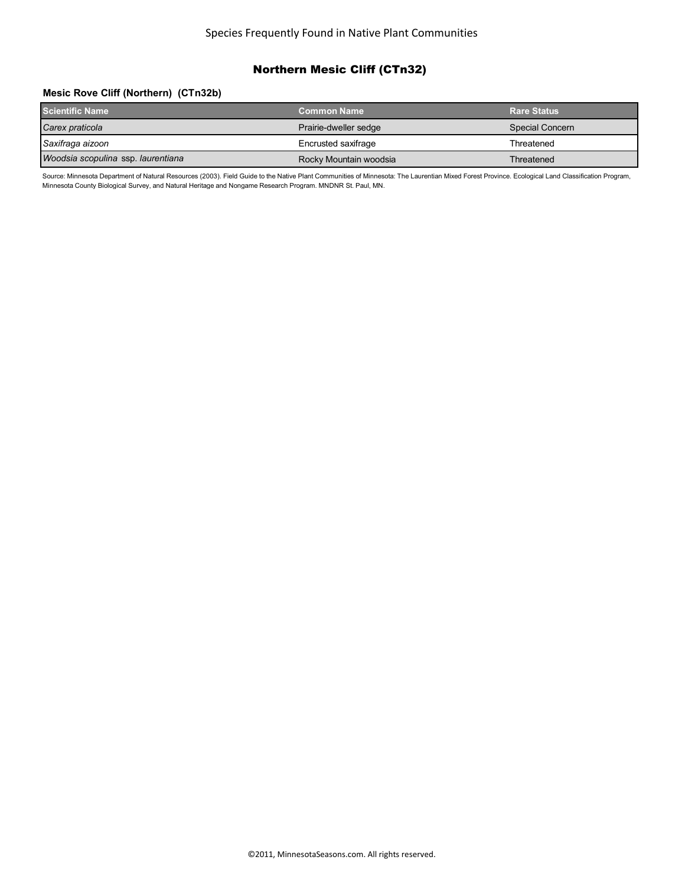# Northern Mesic Cliff (CTn32)

### Mesic Rove Cliff (Northern) (CTn32b)

| Scientific Name | Common Name | Rare Status |
|---|---|---|
| *Carex praticola* | Prairie-dweller sedge | Special Concern |
| *Saxifraga aizoon* | Encrusted saxifrage | Threatened |
| *Woodsia scopulina* ssp. *laurentiana* | Rocky Mountain woodsia | Threatened |

Source: Minnesota Department of Natural Resources (2003). Field Guide to the Native Plant Communities of Minnesota: The Laurentian Mixed Forest Province. Ecological Land Classification Program, Minnesota County Biological Survey, and Natural Heritage and Nongame Research Program. MNDNR St. Paul, MN.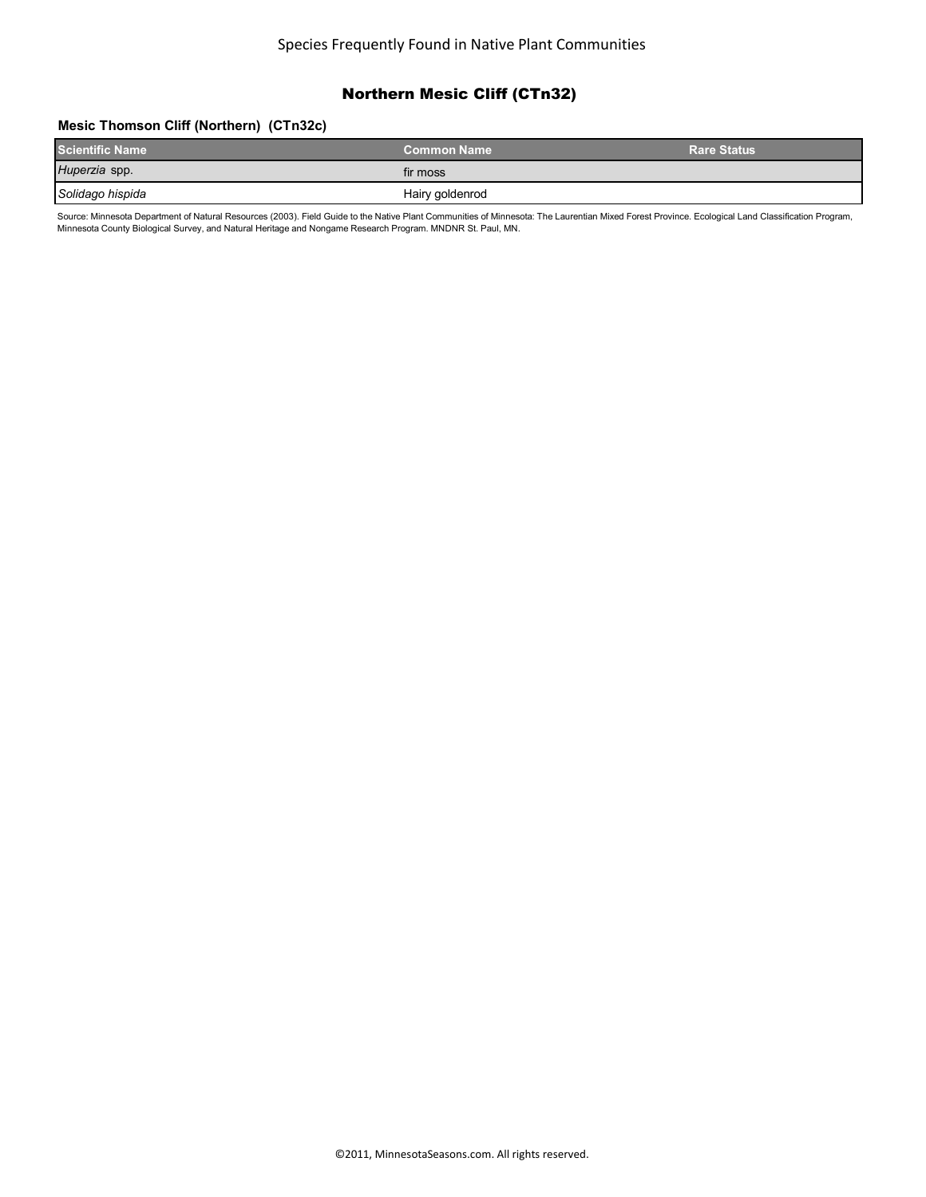## Northern Mesic Cliff (CTn32)

### Mesic Thomson Cliff (Northern) (CTn32c)

| Scientific Name | Common Name | Rare Status |
|---|---|---|
| *Huperzia* spp. | fir moss | |
| *Solidago hispida* | Hairy goldenrod | |

Source: Minnesota Department of Natural Resources (2003). Field Guide to the Native Plant Communities of Minnesota: The Laurentian Mixed Forest Province. Ecological Land Classification Program, Minnesota County Biological Survey, and Natural Heritage and Nongame Research Program. MNDNR St. Paul, MN.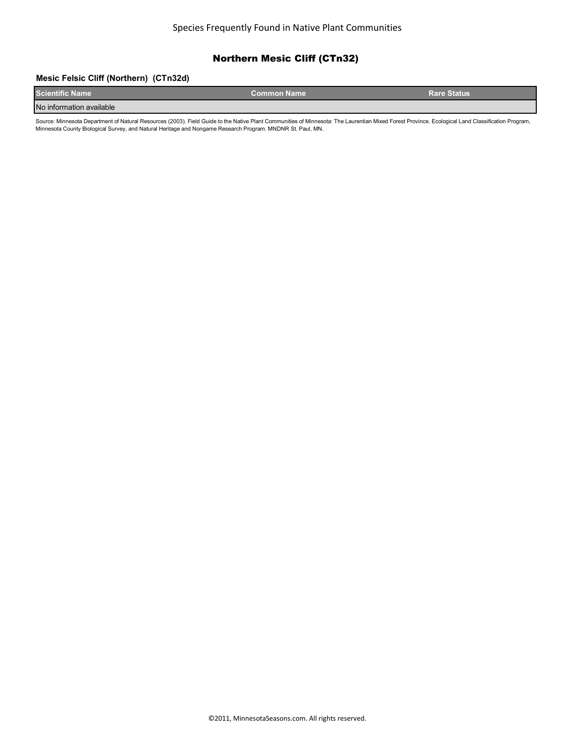## Northern Mesic Cliff (CTn32)

### Mesic Felsic Cliff (Northern) (CTn32d)

| Scientific Name | Common Name | Rare Status |
|---|---|---|
| No information available | | |

Source: Minnesota Department of Natural Resources (2003). Field Guide to the Native Plant Communities of Minnesota: The Laurentian Mixed Forest Province. Ecological Land Classification Program, Minnesota County Biological Survey, and Natural Heritage and Nongame Research Program. MNDNR St. Paul, MN.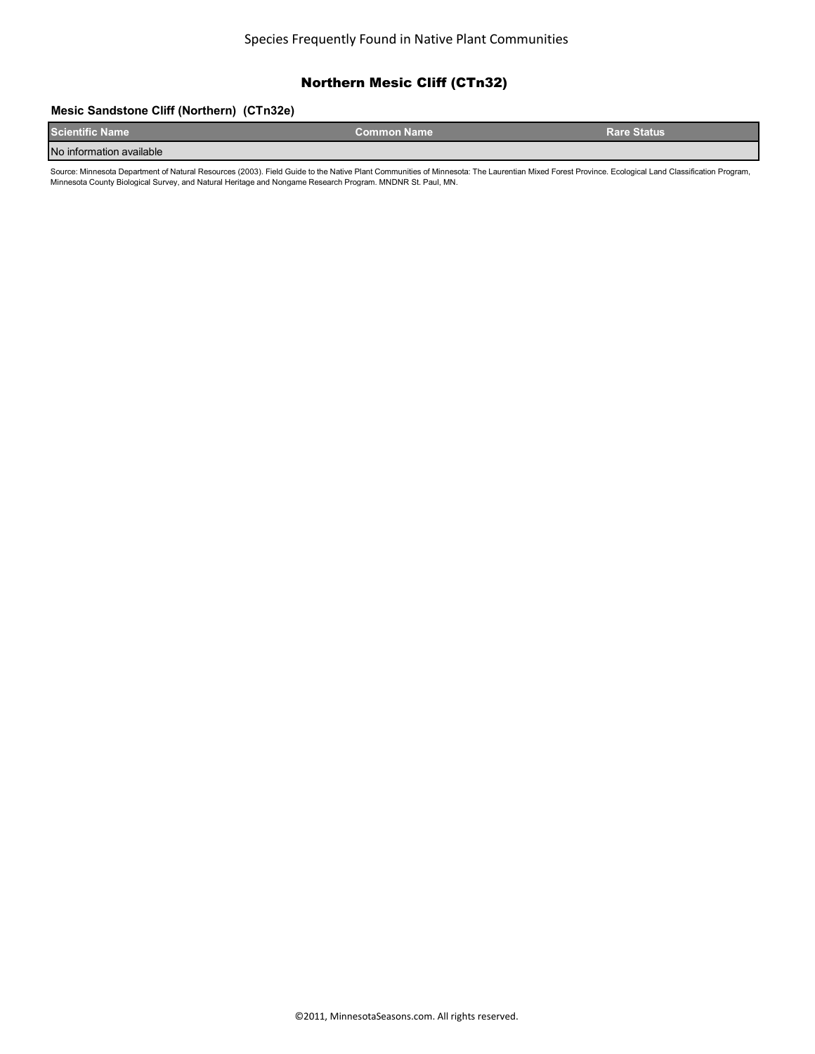## Northern Mesic Cliff (CTn32)

### Mesic Sandstone Cliff (Northern) (CTn32e)

| Scientific Name | Common Name | Rare Status |
| --- | --- | --- |
| No information available | | |

Source: Minnesota Department of Natural Resources (2003). Field Guide to the Native Plant Communities of Minnesota: The Laurentian Mixed Forest Province. Ecological Land Classification Program, Minnesota County Biological Survey, and Natural Heritage and Nongame Research Program. MNDNR St. Paul, MN.